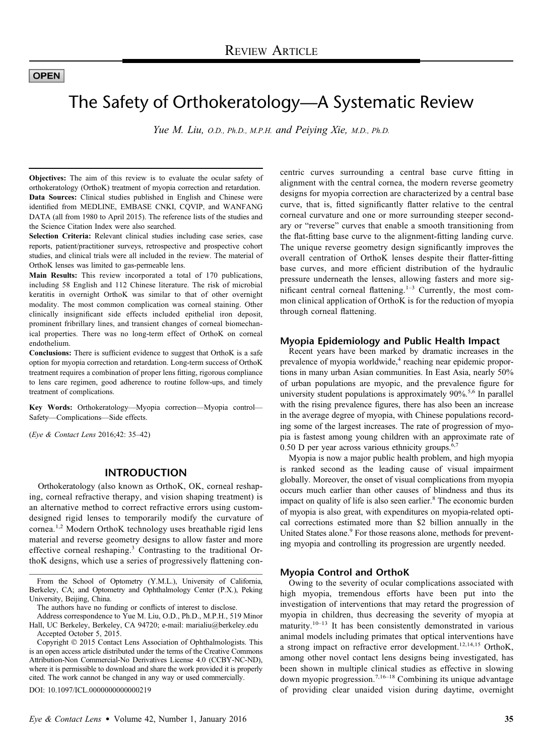REVIEW ARTICLE

OPEN

# The Safety of Orthokeratology—A Systematic Review

*Yue M. Liu, O.D., Ph.D., M.P.H. and Peiying Xie, M.D., Ph.D.*

**Objectives:** The aim of this review is to evaluate the ocular safety of orthokeratology (OrthoK) treatment of myopia correction and retardation.

**Data Sources:** Clinical studies published in English and Chinese were identified from MEDLINE, EMBASE CNKI, CQVIP, and WANFANG DATA (all from 1980 to April 2015). The reference lists of the studies and the Science Citation Index were also searched.

**Selection Criteria:** Relevant clinical studies including case series, case reports, patient/practitioner surveys, retrospective and prospective cohort studies, and clinical trials were all included in the review. The material of OrthoK lenses was limited to gas-permeable lens.

**Main Results:** This review incorporated a total of 170 publications, including 58 English and 112 Chinese literature. The risk of microbial keratitis in overnight OrthoK was similar to that of other overnight modality. The most common complication was corneal staining. Other clinically insignificant side effects included epithelial iron deposit, prominent fribrillary lines, and transient changes of corneal biomechanical properties. There was no long-term effect of OrthoK on corneal endothelium.

**Conclusions:** There is sufficient evidence to suggest that OrthoK is a safe option for myopia correction and retardation. Long-term success of OrthoK treatment requires a combination of proper lens fitting, rigorous compliance to lens care regimen, good adherence to routine follow-ups, and timely treatment of complications.

**Key Words:** Orthokeratology—Myopia correction—Myopia control—Safety—Complications—Side effects.

(*Eye & Contact Lens* 2016;42: 35–42)

## INTRODUCTION

Orthokeratology (also known as OrthoK, OK, corneal reshaping, corneal refractive therapy, and vision shaping treatment) is an alternative method to correct refractive errors using custom-designed rigid lenses to temporarily modify the curvature of cornea.[1,2] Modern OrthoK technology uses breathable rigid lens material and reverse geometry designs to allow faster and more effective corneal reshaping.[3] Contrasting to the traditional OrthoK designs, which use a series of progressively flattening concentric curves surrounding a central base curve fitting in alignment with the central cornea, the modern reverse geometry designs for myopia correction are characterized by a central base curve, that is, fitted significantly flatter relative to the central corneal curvature and one or more surrounding steeper secondary or "reverse" curves that enable a smooth transitioning from the flat-fitting base curve to the alignment-fitting landing curve. The unique reverse geometry design significantly improves the overall centration of OrthoK lenses despite their flatter-fitting base curves, and more efficient distribution of the hydraulic pressure underneath the lenses, allowing fasters and more significant central corneal flattening.[1–3] Currently, the most common clinical application of OrthoK is for the reduction of myopia through corneal flattening.

### Myopia Epidemiology and Public Health Impact

Recent years have been marked by dramatic increases in the prevalence of myopia worldwide,[4] reaching near epidemic proportions in many urban Asian communities. In East Asia, nearly 50% of urban populations are myopic, and the prevalence figure for university student populations is approximately 90%.[5,6] In parallel with the rising prevalence figures, there has also been an increase in the average degree of myopia, with Chinese populations recording some of the largest increases. The rate of progression of myopia is fastest among young children with an approximate rate of 0.50 D per year across various ethnicity groups.[6,7]

Myopia is now a major public health problem, and high myopia is ranked second as the leading cause of visual impairment globally. Moreover, the onset of visual complications from myopia occurs much earlier than other causes of blindness and thus its impact on quality of life is also seen earlier.[8] The economic burden of myopia is also great, with expenditures on myopia-related optical corrections estimated more than $2 billion annually in the United States alone.[9] For those reasons alone, methods for preventing myopia and controlling its progression are urgently needed.

### Myopia Control and OrthoK

Owing to the severity of ocular complications associated with high myopia, tremendous efforts have been put into the investigation of interventions that may retard the progression of myopia in children, thus decreasing the severity of myopia at maturity.[10–13] It has been consistently demonstrated in various animal models including primates that optical interventions have a strong impact on refractive error development.[12,14,15] OrthoK, among other novel contact lens designs being investigated, has been shown in multiple clinical studies as effective in slowing down myopic progression.[7,16–18] Combining its unique advantage of providing clear unaided vision during daytime, overnight

---

From the School of Optometry (Y.M.L.), University of California, Berkeley, CA; and Optometry and Ophthalmology Center (P.X.), Peking University, Beijing, China.

The authors have no funding or conflicts of interest to disclose.

Address correspondence to Yue M. Liu, O.D., Ph.D., M.P.H., 519 Minor Hall, UC Berkeley, Berkeley, CA 94720; e-mail: marialiu@berkeley.edu

Accepted October 5, 2015.

Copyright © 2015 Contact Lens Association of Ophthalmologists. This is an open access article distributed under the terms of the Creative Commons Attribution-Non Commercial-No Derivatives License 4.0 (CCBY-NC-ND), where it is permissible to download and share the work provided it is properly cited. The work cannot be changed in any way or used commercially.

DOI: 10.1097/ICL.0000000000000219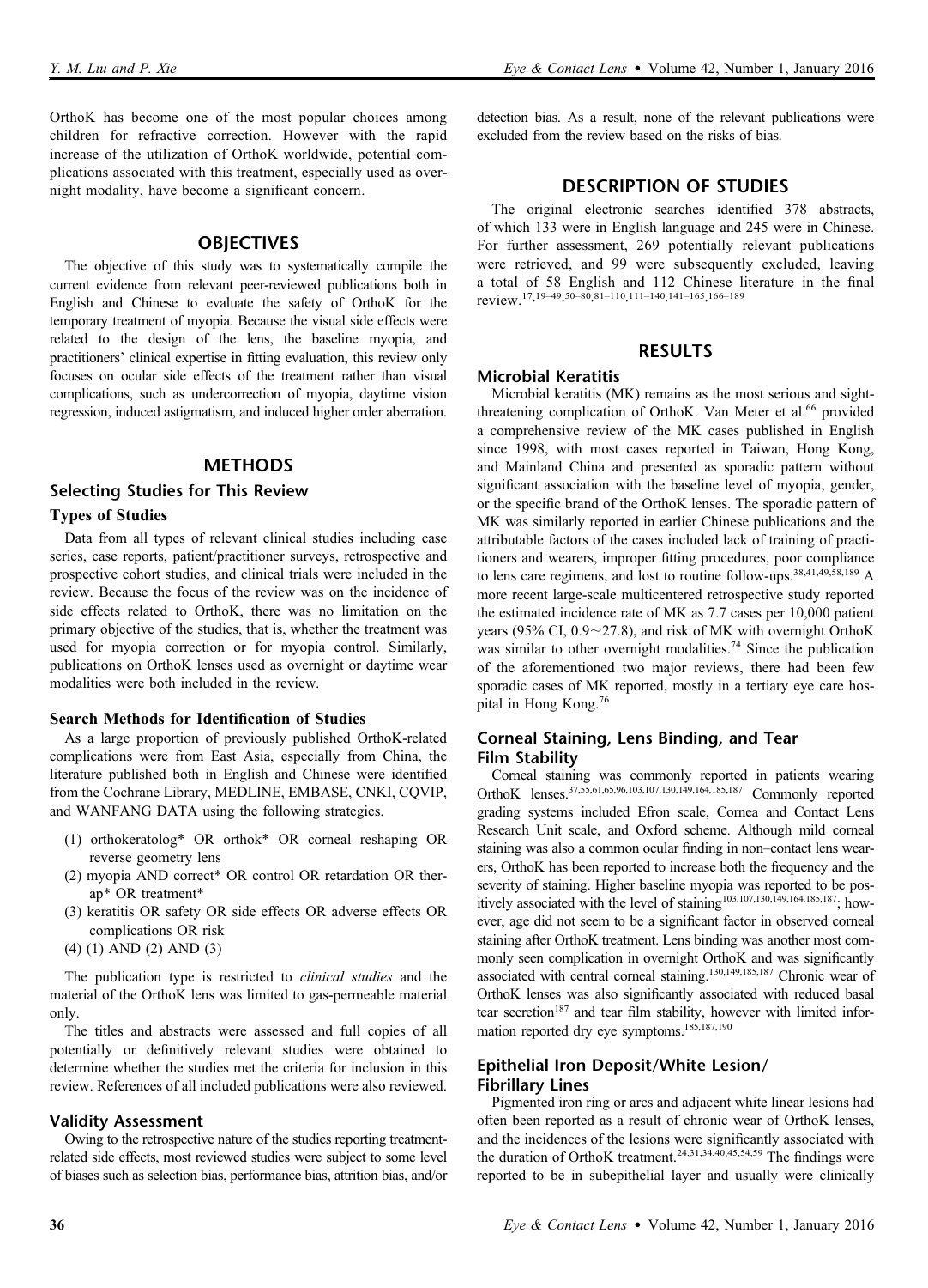OrthoK has become one of the most popular choices among children for refractive correction. However with the rapid increase of the utilization of OrthoK worldwide, potential complications associated with this treatment, especially used as overnight modality, have become a significant concern.

## OBJECTIVES

The objective of this study was to systematically compile the current evidence from relevant peer-reviewed publications both in English and Chinese to evaluate the safety of OrthoK for the temporary treatment of myopia. Because the visual side effects were related to the design of the lens, the baseline myopia, and practitioners' clinical expertise in fitting evaluation, this review only focuses on ocular side effects of the treatment rather than visual complications, such as undercorrection of myopia, daytime vision regression, induced astigmatism, and induced higher order aberration.

## METHODS

### Selecting Studies for This Review

#### Types of Studies

Data from all types of relevant clinical studies including case series, case reports, patient/practitioner surveys, retrospective and prospective cohort studies, and clinical trials were included in the review. Because the focus of the review was on the incidence of side effects related to OrthoK, there was no limitation on the primary objective of the studies, that is, whether the treatment was used for myopia correction or for myopia control. Similarly, publications on OrthoK lenses used as overnight or daytime wear modalities were both included in the review.

#### Search Methods for Identification of Studies

As a large proportion of previously published OrthoK-related complications were from East Asia, especially from China, the literature published both in English and Chinese were identified from the Cochrane Library, MEDLINE, EMBASE, CNKI, CQVIP, and WANFANG DATA using the following strategies.

(1) orthokeratolog* OR orthok* OR corneal reshaping OR reverse geometry lens
(2) myopia AND correct* OR control OR retardation OR therap* OR treatment*
(3) keratitis OR safety OR side effects OR adverse effects OR complications OR risk
(4) (1) AND (2) AND (3)

The publication type is restricted to *clinical studies* and the material of the OrthoK lens was limited to gas-permeable material only.

The titles and abstracts were assessed and full copies of all potentially or definitively relevant studies were obtained to determine whether the studies met the criteria for inclusion in this review. References of all included publications were also reviewed.

### Validity Assessment

Owing to the retrospective nature of the studies reporting treatment-related side effects, most reviewed studies were subject to some level of biases such as selection bias, performance bias, attrition bias, and/or detection bias. As a result, none of the relevant publications were excluded from the review based on the risks of bias.

## DESCRIPTION OF STUDIES

The original electronic searches identified 378 abstracts, of which 133 were in English language and 245 were in Chinese. For further assessment, 269 potentially relevant publications were retrieved, and 99 were subsequently excluded, leaving a total of 58 English and 112 Chinese literature in the final review.[17,19–49,50–80,81–110,111–140,141–165,166–189]

## RESULTS

### Microbial Keratitis

Microbial keratitis (MK) remains as the most serious and sight-threatening complication of OrthoK. Van Meter et al.[66] provided a comprehensive review of the MK cases published in English since 1998, with most cases reported in Taiwan, Hong Kong, and Mainland China and presented as sporadic pattern without significant association with the baseline level of myopia, gender, or the specific brand of the OrthoK lenses. The sporadic pattern of MK was similarly reported in earlier Chinese publications and the attributable factors of the cases included lack of training of practitioners and wearers, improper fitting procedures, poor compliance to lens care regimens, and lost to routine follow-ups.[38,41,49,58,189] A more recent large-scale multicentered retrospective study reported the estimated incidence rate of MK as 7.7 cases per 10,000 patient years (95% CI, 0.9~27.8), and risk of MK with overnight OrthoK was similar to other overnight modalities.[74] Since the publication of the aforementioned two major reviews, there had been few sporadic cases of MK reported, mostly in a tertiary eye care hospital in Hong Kong.[76]

### Corneal Staining, Lens Binding, and Tear Film Stability

Corneal staining was commonly reported in patients wearing OrthoK lenses.[37,55,61,65,96,103,107,130,149,164,185,187] Commonly reported grading systems included Efron scale, Cornea and Contact Lens Research Unit scale, and Oxford scheme. Although mild corneal staining was also a common ocular finding in non–contact lens wearers, OrthoK has been reported to increase both the frequency and the severity of staining. Higher baseline myopia was reported to be positively associated with the level of staining[103,107,130,149,164,185,187]; however, age did not seem to be a significant factor in observed corneal staining after OrthoK treatment. Lens binding was another most commonly seen complication in overnight OrthoK and was significantly associated with central corneal staining.[130,149,185,187] Chronic wear of OrthoK lenses was also significantly associated with reduced basal tear secretion[187] and tear film stability, however with limited information reported dry eye symptoms.[185,187,190]

### Epithelial Iron Deposit/White Lesion/Fibrillary Lines

Pigmented iron ring or arcs and adjacent white linear lesions had often been reported as a result of chronic wear of OrthoK lenses, and the incidences of the lesions were significantly associated with the duration of OrthoK treatment.[24,31,34,40,45,54,59] The findings were reported to be in subepithelial layer and usually were clinically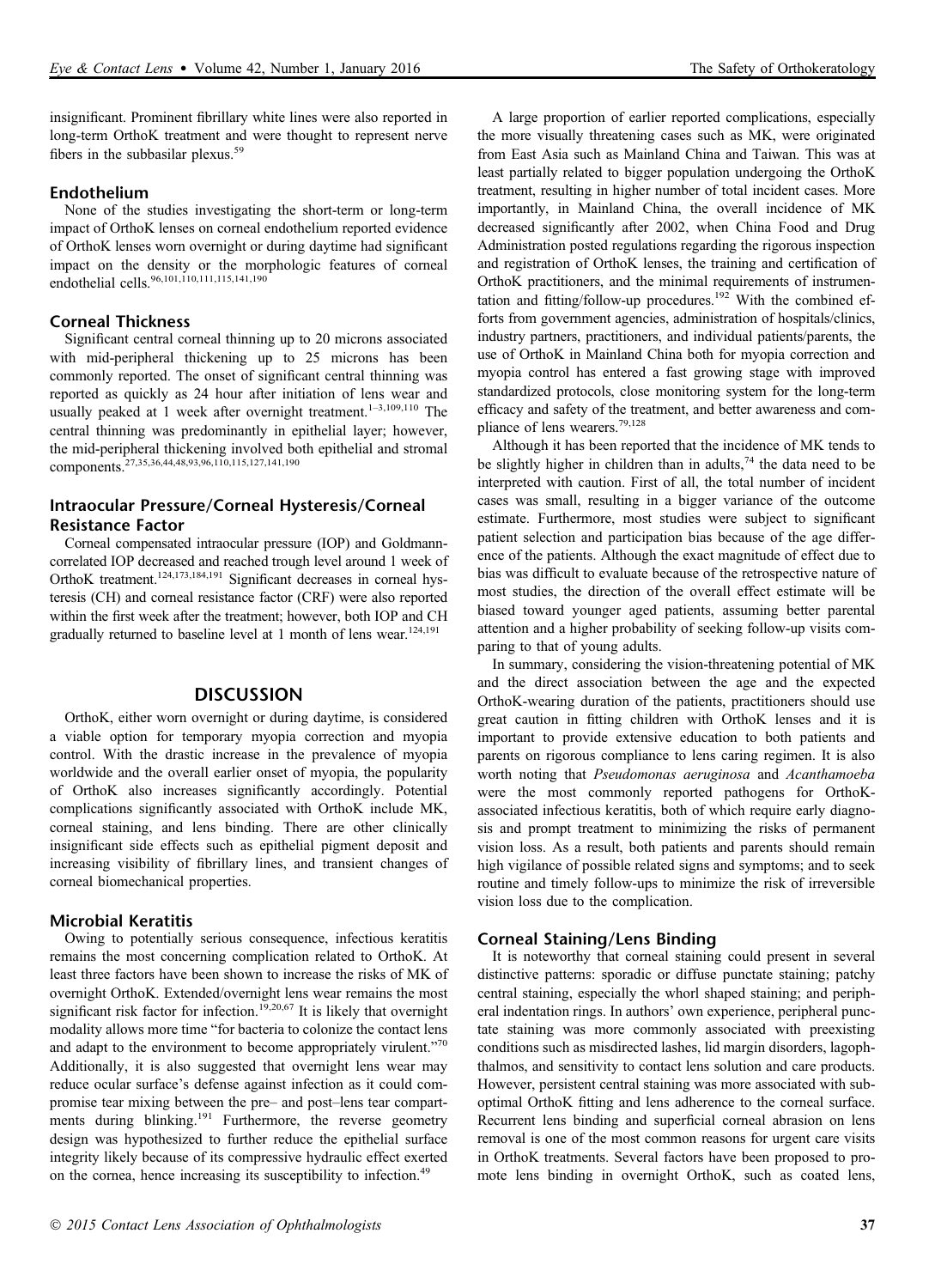insignificant. Prominent fibrillary white lines were also reported in long-term OrthoK treatment and were thought to represent nerve fibers in the subbasilar plexus.[59]

### Endothelium

None of the studies investigating the short-term or long-term impact of OrthoK lenses on corneal endothelium reported evidence of OrthoK lenses worn overnight or during daytime had significant impact on the density or the morphologic features of corneal endothelial cells.[96,101,110,111,115,141,190]

### Corneal Thickness

Significant central corneal thinning up to 20 microns associated with mid-peripheral thickening up to 25 microns has been commonly reported. The onset of significant central thinning was reported as quickly as 24 hour after initiation of lens wear and usually peaked at 1 week after overnight treatment.[1–3,109,110] The central thinning was predominantly in epithelial layer; however, the mid-peripheral thickening involved both epithelial and stromal components.[27,35,36,44,48,93,96,110,115,127,141,190]

### Intraocular Pressure/Corneal Hysteresis/Corneal Resistance Factor

Corneal compensated intraocular pressure (IOP) and Goldmann-correlated IOP decreased and reached trough level around 1 week of OrthoK treatment.[124,173,184,191] Significant decreases in corneal hysteresis (CH) and corneal resistance factor (CRF) were also reported within the first week after the treatment; however, both IOP and CH gradually returned to baseline level at 1 month of lens wear.[124,191]

## DISCUSSION

OrthoK, either worn overnight or during daytime, is considered a viable option for temporary myopia correction and myopia control. With the drastic increase in the prevalence of myopia worldwide and the overall earlier onset of myopia, the popularity of OrthoK also increases significantly accordingly. Potential complications significantly associated with OrthoK include MK, corneal staining, and lens binding. There are other clinically insignificant side effects such as epithelial pigment deposit and increasing visibility of fibrillary lines, and transient changes of corneal biomechanical properties.

### Microbial Keratitis

Owing to potentially serious consequence, infectious keratitis remains the most concerning complication related to OrthoK. At least three factors have been shown to increase the risks of MK of overnight OrthoK. Extended/overnight lens wear remains the most significant risk factor for infection.[19,20,67] It is likely that overnight modality allows more time "for bacteria to colonize the contact lens and adapt to the environment to become appropriately virulent."[70] Additionally, it is also suggested that overnight lens wear may reduce ocular surface's defense against infection as it could compromise tear mixing between the pre– and post–lens tear compartments during blinking.[191] Furthermore, the reverse geometry design was hypothesized to further reduce the epithelial surface integrity likely because of its compressive hydraulic effect exerted on the cornea, hence increasing its susceptibility to infection.[49]

A large proportion of earlier reported complications, especially the more visually threatening cases such as MK, were originated from East Asia such as Mainland China and Taiwan. This was at least partially related to bigger population undergoing the OrthoK treatment, resulting in higher number of total incident cases. More importantly, in Mainland China, the overall incidence of MK decreased significantly after 2002, when China Food and Drug Administration posted regulations regarding the rigorous inspection and registration of OrthoK lenses, the training and certification of OrthoK practitioners, and the minimal requirements of instrumentation and fitting/follow-up procedures.[192] With the combined efforts from government agencies, administration of hospitals/clinics, industry partners, practitioners, and individual patients/parents, the use of OrthoK in Mainland China both for myopia correction and myopia control has entered a fast growing stage with improved standardized protocols, close monitoring system for the long-term efficacy and safety of the treatment, and better awareness and compliance of lens wearers.[79,128]

Although it has been reported that the incidence of MK tends to be slightly higher in children than in adults,[74] the data need to be interpreted with caution. First of all, the total number of incident cases was small, resulting in a bigger variance of the outcome estimate. Furthermore, most studies were subject to significant patient selection and participation bias because of the age difference of the patients. Although the exact magnitude of effect due to bias was difficult to evaluate because of the retrospective nature of most studies, the direction of the overall effect estimate will be biased toward younger aged patients, assuming better parental attention and a higher probability of seeking follow-up visits comparing to that of young adults.

In summary, considering the vision-threatening potential of MK and the direct association between the age and the expected OrthoK-wearing duration of the patients, practitioners should use great caution in fitting children with OrthoK lenses and it is important to provide extensive education to both patients and parents on rigorous compliance to lens caring regimen. It is also worth noting that *Pseudomonas aeruginosa* and *Acanthamoeba* were the most commonly reported pathogens for OrthoK-associated infectious keratitis, both of which require early diagnosis and prompt treatment to minimizing the risks of permanent vision loss. As a result, both patients and parents should remain high vigilance of possible related signs and symptoms; and to seek routine and timely follow-ups to minimize the risk of irreversible vision loss due to the complication.

### Corneal Staining/Lens Binding

It is noteworthy that corneal staining could present in several distinctive patterns: sporadic or diffuse punctate staining; patchy central staining, especially the whorl shaped staining; and peripheral indentation rings. In authors' own experience, peripheral punctate staining was more commonly associated with preexisting conditions such as misdirected lashes, lid margin disorders, lagophthalmos, and sensitivity to contact lens solution and care products. However, persistent central staining was more associated with suboptimal OrthoK fitting and lens adherence to the corneal surface. Recurrent lens binding and superficial corneal abrasion on lens removal is one of the most common reasons for urgent care visits in OrthoK treatments. Several factors have been proposed to promote lens binding in overnight OrthoK, such as coated lens,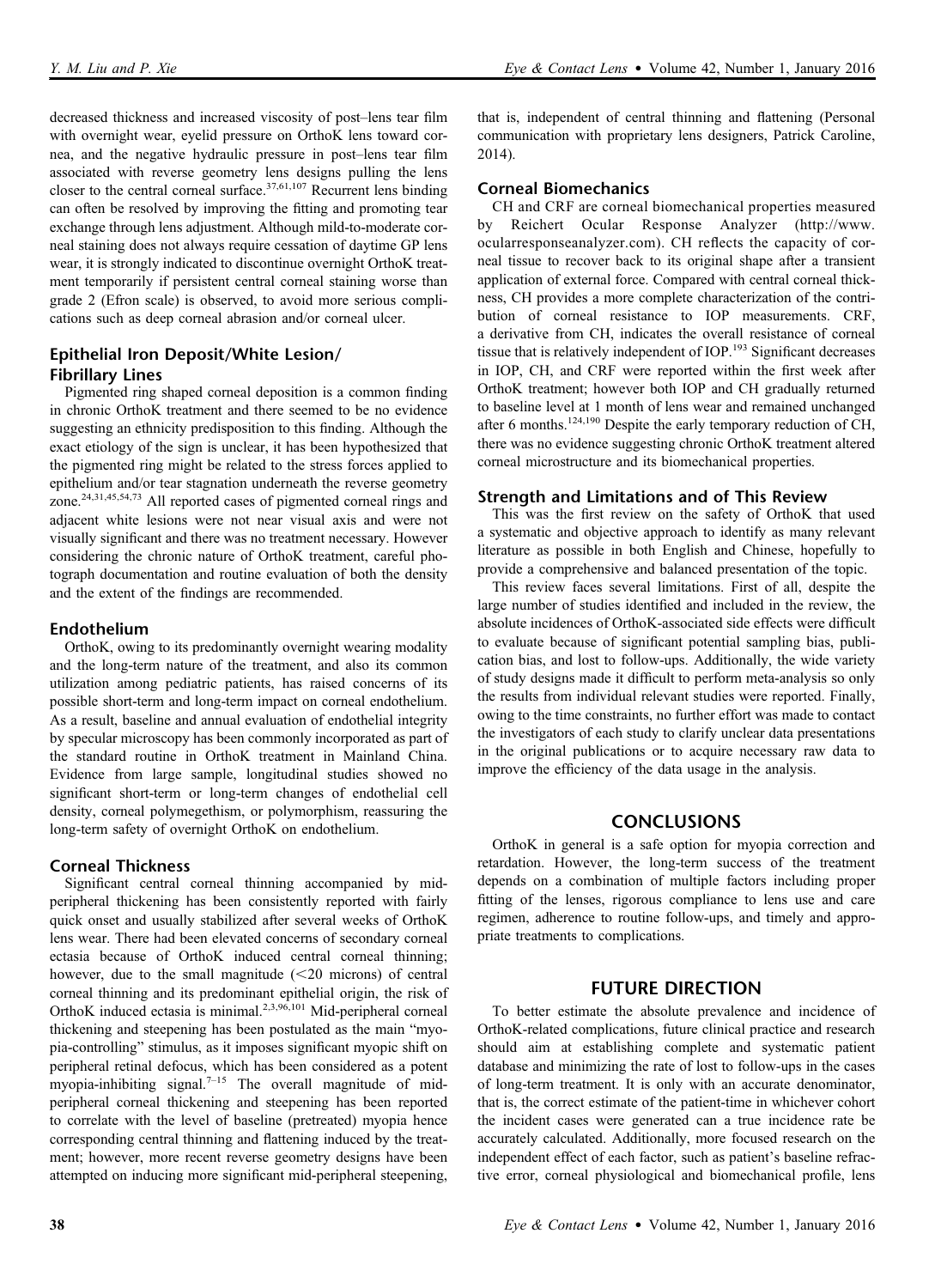decreased thickness and increased viscosity of post–lens tear film with overnight wear, eyelid pressure on OrthoK lens toward cornea, and the negative hydraulic pressure in post–lens tear film associated with reverse geometry lens designs pulling the lens closer to the central corneal surface.[37,61,107] Recurrent lens binding can often be resolved by improving the fitting and promoting tear exchange through lens adjustment. Although mild-to-moderate corneal staining does not always require cessation of daytime GP lens wear, it is strongly indicated to discontinue overnight OrthoK treatment temporarily if persistent central corneal staining worse than grade 2 (Efron scale) is observed, to avoid more serious complications such as deep corneal abrasion and/or corneal ulcer.

### Epithelial Iron Deposit/White Lesion/ Fibrillary Lines

Pigmented ring shaped corneal deposition is a common finding in chronic OrthoK treatment and there seemed to be no evidence suggesting an ethnicity predisposition to this finding. Although the exact etiology of the sign is unclear, it has been hypothesized that the pigmented ring might be related to the stress forces applied to epithelium and/or tear stagnation underneath the reverse geometry zone.[24,31,45,54,73] All reported cases of pigmented corneal rings and adjacent white lesions were not near visual axis and were not visually significant and there was no treatment necessary. However considering the chronic nature of OrthoK treatment, careful photograph documentation and routine evaluation of both the density and the extent of the findings are recommended.

### Endothelium

OrthoK, owing to its predominantly overnight wearing modality and the long-term nature of the treatment, and also its common utilization among pediatric patients, has raised concerns of its possible short-term and long-term impact on corneal endothelium. As a result, baseline and annual evaluation of endothelial integrity by specular microscopy has been commonly incorporated as part of the standard routine in OrthoK treatment in Mainland China. Evidence from large sample, longitudinal studies showed no significant short-term or long-term changes of endothelial cell density, corneal polymegethism, or polymorphism, reassuring the long-term safety of overnight OrthoK on endothelium.

### Corneal Thickness

Significant central corneal thinning accompanied by mid-peripheral thickening has been consistently reported with fairly quick onset and usually stabilized after several weeks of OrthoK lens wear. There had been elevated concerns of secondary corneal ectasia because of OrthoK induced central corneal thinning; however, due to the small magnitude (<20 microns) of central corneal thinning and its predominant epithelial origin, the risk of OrthoK induced ectasia is minimal.[2,3,96,101] Mid-peripheral corneal thickening and steepening has been postulated as the main "myopia-controlling" stimulus, as it imposes significant myopic shift on peripheral retinal defocus, which has been considered as a potent myopia-inhibiting signal.[7–15] The overall magnitude of mid-peripheral corneal thickening and steepening has been reported to correlate with the level of baseline (pretreated) myopia hence corresponding central thinning and flattening induced by the treatment; however, more recent reverse geometry designs have been attempted on inducing more significant mid-peripheral steepening, that is, independent of central thinning and flattening (Personal communication with proprietary lens designers, Patrick Caroline, 2014).

### Corneal Biomechanics

CH and CRF are corneal biomechanical properties measured by Reichert Ocular Response Analyzer (http://www.ocularresponseanalyzer.com). CH reflects the capacity of corneal tissue to recover back to its original shape after a transient application of external force. Compared with central corneal thickness, CH provides a more complete characterization of the contribution of corneal resistance to IOP measurements. CRF, a derivative from CH, indicates the overall resistance of corneal tissue that is relatively independent of IOP.[193] Significant decreases in IOP, CH, and CRF were reported within the first week after OrthoK treatment; however both IOP and CH gradually returned to baseline level at 1 month of lens wear and remained unchanged after 6 months.[124,190] Despite the early temporary reduction of CH, there was no evidence suggesting chronic OrthoK treatment altered corneal microstructure and its biomechanical properties.

### Strength and Limitations and of This Review

This was the first review on the safety of OrthoK that used a systematic and objective approach to identify as many relevant literature as possible in both English and Chinese, hopefully to provide a comprehensive and balanced presentation of the topic.

This review faces several limitations. First of all, despite the large number of studies identified and included in the review, the absolute incidences of OrthoK-associated side effects were difficult to evaluate because of significant potential sampling bias, publication bias, and lost to follow-ups. Additionally, the wide variety of study designs made it difficult to perform meta-analysis so only the results from individual relevant studies were reported. Finally, owing to the time constraints, no further effort was made to contact the investigators of each study to clarify unclear data presentations in the original publications or to acquire necessary raw data to improve the efficiency of the data usage in the analysis.

## CONCLUSIONS

OrthoK in general is a safe option for myopia correction and retardation. However, the long-term success of the treatment depends on a combination of multiple factors including proper fitting of the lenses, rigorous compliance to lens use and care regimen, adherence to routine follow-ups, and timely and appropriate treatments to complications.

## FUTURE DIRECTION

To better estimate the absolute prevalence and incidence of OrthoK-related complications, future clinical practice and research should aim at establishing complete and systematic patient database and minimizing the rate of lost to follow-ups in the cases of long-term treatment. It is only with an accurate denominator, that is, the correct estimate of the patient-time in whichever cohort the incident cases were generated can a true incidence rate be accurately calculated. Additionally, more focused research on the independent effect of each factor, such as patient's baseline refractive error, corneal physiological and biomechanical profile, lens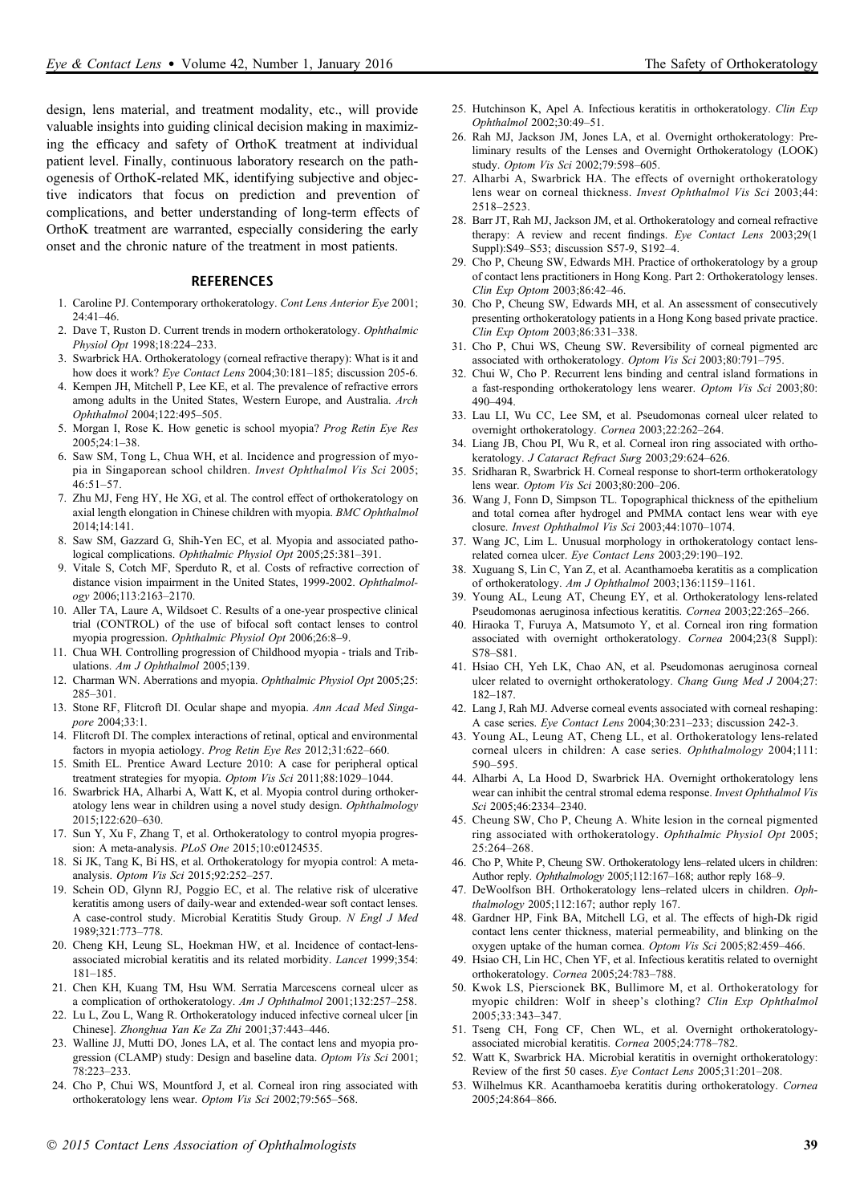design, lens material, and treatment modality, etc., will provide valuable insights into guiding clinical decision making in maximizing the efficacy and safety of OrthoK treatment at individual patient level. Finally, continuous laboratory research on the pathogenesis of OrthoK-related MK, identifying subjective and objective indicators that focus on prediction and prevention of complications, and better understanding of long-term effects of OrthoK treatment are warranted, especially considering the early onset and the chronic nature of the treatment in most patients.

## REFERENCES

1. Caroline PJ. Contemporary orthokeratology. *Cont Lens Anterior Eye* 2001; 24:41–46.
2. Dave T, Ruston D. Current trends in modern orthokeratology. *Ophthalmic Physiol Opt* 1998;18:224–233.
3. Swarbrick HA. Orthokeratology (corneal refractive therapy): What is it and how does it work? *Eye Contact Lens* 2004;30:181–185; discussion 205-6.
4. Kempen JH, Mitchell P, Lee KE, et al. The prevalence of refractive errors among adults in the United States, Western Europe, and Australia. *Arch Ophthalmol* 2004;122:495–505.
5. Morgan I, Rose K. How genetic is school myopia? *Prog Retin Eye Res* 2005;24:1–38.
6. Saw SM, Tong L, Chua WH, et al. Incidence and progression of myopia in Singaporean school children. *Invest Ophthalmol Vis Sci* 2005; 46:51–57.
7. Zhu MJ, Feng HY, He XG, et al. The control effect of orthokeratology on axial length elongation in Chinese children with myopia. *BMC Ophthalmol* 2014;14:141.
8. Saw SM, Gazzard G, Shih-Yen EC, et al. Myopia and associated pathological complications. *Ophthalmic Physiol Opt* 2005;25:381–391.
9. Vitale S, Cotch MF, Sperduto R, et al. Costs of refractive correction of distance vision impairment in the United States, 1999-2002. *Ophthalmology* 2006;113:2163–2170.
10. Aller TA, Laure A, Wildsoet C. Results of a one-year prospective clinical trial (CONTROL) of the use of bifocal soft contact lenses to control myopia progression. *Ophthalmic Physiol Opt* 2006;26:8–9.
11. Chua WH. Controlling progression of Childhood myopia - trials and Tribulations. *Am J Ophthalmol* 2005;139.
12. Charman WN. Aberrations and myopia. *Ophthalmic Physiol Opt* 2005;25: 285–301.
13. Stone RF, Flitcroft DI. Ocular shape and myopia. *Ann Acad Med Singapore* 2004;33:1.
14. Flitcroft DI. The complex interactions of retinal, optical and environmental factors in myopia aetiology. *Prog Retin Eye Res* 2012;31:622–660.
15. Smith EL. Prentice Award Lecture 2010: A case for peripheral optical treatment strategies for myopia. *Optom Vis Sci* 2011;88:1029–1044.
16. Swarbrick HA, Alharbi A, Watt K, et al. Myopia control during orthokeratology lens wear in children using a novel study design. *Ophthalmology* 2015;122:620–630.
17. Sun Y, Xu F, Zhang T, et al. Orthokeratology to control myopia progression: A meta-analysis. *PLoS One* 2015;10:e0124535.
18. Si JK, Tang K, Bi HS, et al. Orthokeratology for myopia control: A meta-analysis. *Optom Vis Sci* 2015;92:252–257.
19. Schein OD, Glynn RJ, Poggio EC, et al. The relative risk of ulcerative keratitis among users of daily-wear and extended-wear soft contact lenses. A case-control study. Microbial Keratitis Study Group. *N Engl J Med* 1989;321:773–778.
20. Cheng KH, Leung SL, Hoekman HW, et al. Incidence of contact-lens-associated microbial keratitis and its related morbidity. *Lancet* 1999;354: 181–185.
21. Chen KH, Kuang TM, Hsu WM. Serratia Marcescens corneal ulcer as a complication of orthokeratology. *Am J Ophthalmol* 2001;132:257–258.
22. Lu L, Zou L, Wang R. Orthokeratology induced infective corneal ulcer [in Chinese]. *Zhonghua Yan Ke Za Zhi* 2001;37:443–446.
23. Walline JJ, Mutti DO, Jones LA, et al. The contact lens and myopia progression (CLAMP) study: Design and baseline data. *Optom Vis Sci* 2001; 78:223–233.
24. Cho P, Chui WS, Mountford J, et al. Corneal iron ring associated with orthokeratology lens wear. *Optom Vis Sci* 2002;79:565–568.
25. Hutchinson K, Apel A. Infectious keratitis in orthokeratology. *Clin Exp Ophthalmol* 2002;30:49–51.
26. Rah MJ, Jackson JM, Jones LA, et al. Overnight orthokeratology: Preliminary results of the Lenses and Overnight Orthokeratology (LOOK) study. *Optom Vis Sci* 2002;79:598–605.
27. Alharbi A, Swarbrick HA. The effects of overnight orthokeratology lens wear on corneal thickness. *Invest Ophthalmol Vis Sci* 2003;44: 2518–2523.
28. Barr JT, Rah MJ, Jackson JM, et al. Orthokeratology and corneal refractive therapy: A review and recent findings. *Eye Contact Lens* 2003;29(1 Suppl):S49–S53; discussion S57-9, S192–4.
29. Cho P, Cheung SW, Edwards MH. Practice of orthokeratology by a group of contact lens practitioners in Hong Kong. Part 2: Orthokeratology lenses. *Clin Exp Optom* 2003;86:42–46.
30. Cho P, Cheung SW, Edwards MH, et al. An assessment of consecutively presenting orthokeratology patients in a Hong Kong based private practice. *Clin Exp Optom* 2003;86:331–338.
31. Cho P, Chui WS, Cheung SW. Reversibility of corneal pigmented arc associated with orthokeratology. *Optom Vis Sci* 2003;80:791–795.
32. Chui W, Cho P. Recurrent lens binding and central island formations in a fast-responding orthokeratology lens wearer. *Optom Vis Sci* 2003;80: 490–494.
33. Lau LI, Wu CC, Lee SM, et al. Pseudomonas corneal ulcer related to overnight orthokeratology. *Cornea* 2003;22:262–264.
34. Liang JB, Chou PI, Wu R, et al. Corneal iron ring associated with orthokeratology. *J Cataract Refract Surg* 2003;29:624–626.
35. Sridharan R, Swarbrick H. Corneal response to short-term orthokeratology lens wear. *Optom Vis Sci* 2003;80:200–206.
36. Wang J, Fonn D, Simpson TL. Topographical thickness of the epithelium and total cornea after hydrogel and PMMA contact lens wear with eye closure. *Invest Ophthalmol Vis Sci* 2003;44:1070–1074.
37. Wang JC, Lim L. Unusual morphology in orthokeratology contact lens-related cornea ulcer. *Eye Contact Lens* 2003;29:190–192.
38. Xuguang S, Lin C, Yan Z, et al. Acanthamoeba keratitis as a complication of orthokeratology. *Am J Ophthalmol* 2003;136:1159–1161.
39. Young AL, Leung AT, Cheung EY, et al. Orthokeratology lens-related Pseudomonas aeruginosa infectious keratitis. *Cornea* 2003;22:265–266.
40. Hiraoka T, Furuya A, Matsumoto Y, et al. Corneal iron ring formation associated with overnight orthokeratology. *Cornea* 2004;23(8 Suppl): S78–S81.
41. Hsiao CH, Yeh LK, Chao AN, et al. Pseudomonas aeruginosa corneal ulcer related to overnight orthokeratology. *Chang Gung Med J* 2004;27: 182–187.
42. Lang J, Rah MJ. Adverse corneal events associated with corneal reshaping: A case series. *Eye Contact Lens* 2004;30:231–233; discussion 242-3.
43. Young AL, Leung AT, Cheng LL, et al. Orthokeratology lens-related corneal ulcers in children: A case series. *Ophthalmology* 2004;111: 590–595.
44. Alharbi A, La Hood D, Swarbrick HA. Overnight orthokeratology lens wear can inhibit the central stromal edema response. *Invest Ophthalmol Vis Sci* 2005;46:2334–2340.
45. Cheung SW, Cho P, Cheung A. White lesion in the corneal pigmented ring associated with orthokeratology. *Ophthalmic Physiol Opt* 2005; 25:264–268.
46. Cho P, White P, Cheung SW. Orthokeratology lens–related ulcers in children: Author reply. *Ophthalmology* 2005;112:167–168; author reply 168–9.
47. DeWoolfson BH. Orthokeratology lens–related ulcers in children. *Ophthalmology* 2005;112:167; author reply 167.
48. Gardner HP, Fink BA, Mitchell LG, et al. The effects of high-Dk rigid contact lens center thickness, material permeability, and blinking on the oxygen uptake of the human cornea. *Optom Vis Sci* 2005;82:459–466.
49. Hsiao CH, Lin HC, Chen YF, et al. Infectious keratitis related to overnight orthokeratology. *Cornea* 2005;24:783–788.
50. Kwok LS, Pierscionek BK, Bullimore M, et al. Orthokeratology for myopic children: Wolf in sheep's clothing? *Clin Exp Ophthalmol* 2005;33:343–347.
51. Tseng CH, Fong CF, Chen WL, et al. Overnight orthokeratology-associated microbial keratitis. *Cornea* 2005;24:778–782.
52. Watt K, Swarbrick HA. Microbial keratitis in overnight orthokeratology: Review of the first 50 cases. *Eye Contact Lens* 2005;31:201–208.
53. Wilhelmus KR. Acanthamoeba keratitis during orthokeratology. *Cornea* 2005;24:864–866.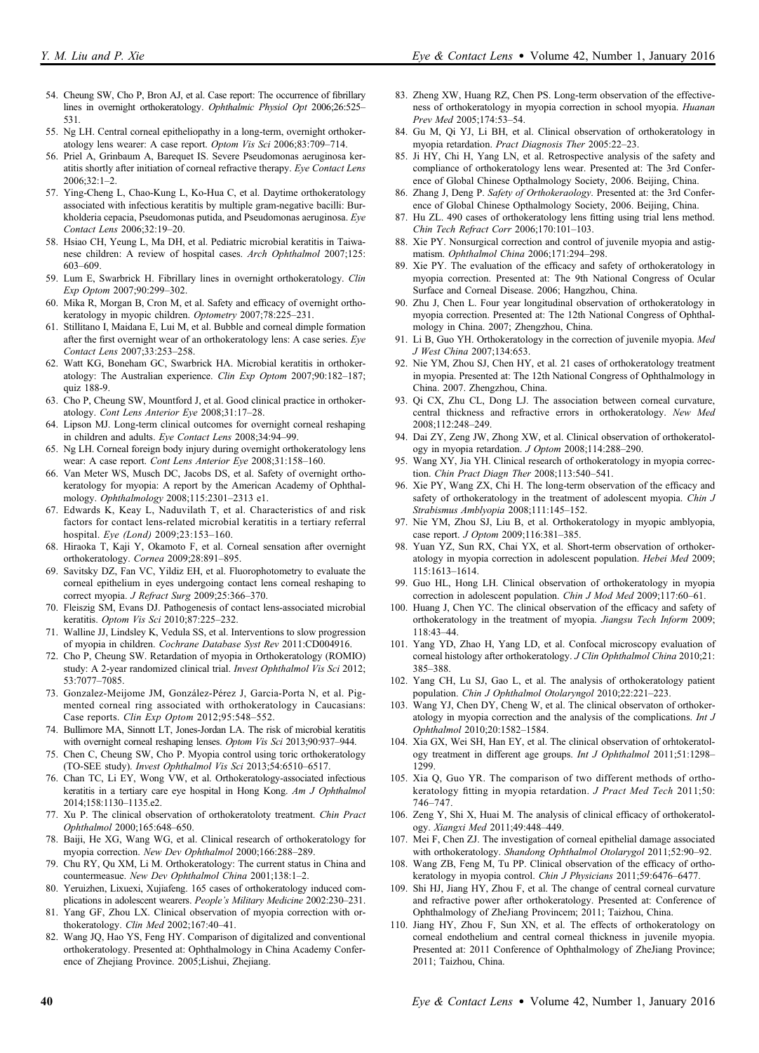54. Cheung SW, Cho P, Bron AJ, et al. Case report: The occurrence of fibrillary lines in overnight orthokeratology. *Ophthalmic Physiol Opt* 2006;26:525–531.
55. Ng LH. Central corneal epitheliopathy in a long-term, overnight orthokeratology lens wearer: A case report. *Optom Vis Sci* 2006;83:709–714.
56. Priel A, Grinbaum A, Barequet IS. Severe Pseudomonas aeruginosa keratitis shortly after initiation of corneal refractive therapy. *Eye Contact Lens* 2006;32:1–2.
57. Ying-Cheng L, Chao-Kung L, Ko-Hua C, et al. Daytime orthokeratology associated with infectious keratitis by multiple gram-negative bacilli: Burkholderia cepacia, Pseudomonas putida, and Pseudomonas aeruginosa. *Eye Contact Lens* 2006;32:19–20.
58. Hsiao CH, Yeung L, Ma DH, et al. Pediatric microbial keratitis in Taiwanese children: A review of hospital cases. *Arch Ophthalmol* 2007;125:603–609.
59. Lum E, Swarbrick H. Fibrillary lines in overnight orthokeratology. *Clin Exp Optom* 2007;90:299–302.
60. Mika R, Morgan B, Cron M, et al. Safety and efficacy of overnight orthokeratology in myopic children. *Optometry* 2007;78:225–231.
61. Stillitano I, Maidana E, Lui M, et al. Bubble and corneal dimple formation after the first overnight wear of an orthokeratology lens: A case series. *Eye Contact Lens* 2007;33:253–258.
62. Watt KG, Boneham GC, Swarbrick HA. Microbial keratitis in orthokeratology: The Australian experience. *Clin Exp Optom* 2007;90:182–187; quiz 188-9.
63. Cho P, Cheung SW, Mountford J, et al. Good clinical practice in orthokeratology. *Cont Lens Anterior Eye* 2008;31:17–28.
64. Lipson MJ. Long-term clinical outcomes for overnight corneal reshaping in children and adults. *Eye Contact Lens* 2008;34:94–99.
65. Ng LH. Corneal foreign body injury during overnight orthokeratology lens wear: A case report. *Cont Lens Anterior Eye* 2008;31:158–160.
66. Van Meter WS, Musch DC, Jacobs DS, et al. Safety of overnight orthokeratology for myopia: A report by the American Academy of Ophthalmology. *Ophthalmology* 2008;115:2301–2313 e1.
67. Edwards K, Keay L, Naduvilath T, et al. Characteristics of and risk factors for contact lens-related microbial keratitis in a tertiary referral hospital. *Eye (Lond)* 2009;23:153–160.
68. Hiraoka T, Kaji Y, Okamoto F, et al. Corneal sensation after overnight orthokeratology. *Cornea* 2009;28:891–895.
69. Savitsky DZ, Fan VC, Yildiz EH, et al. Fluorophotometry to evaluate the corneal epithelium in eyes undergoing contact lens corneal reshaping to correct myopia. *J Refract Surg* 2009;25:366–370.
70. Fleiszig SM, Evans DJ. Pathogenesis of contact lens-associated microbial keratitis. *Optom Vis Sci* 2010;87:225–232.
71. Walline JJ, Lindsley K, Vedula SS, et al. Interventions to slow progression of myopia in children. *Cochrane Database Syst Rev* 2011:CD004916.
72. Cho P, Cheung SW. Retardation of myopia in Orthokeratology (ROMIO) study: A 2-year randomized clinical trial. *Invest Ophthalmol Vis Sci* 2012;53:7077–7085.
73. Gonzalez-Meijome JM, González-Pérez J, Garcia-Porta N, et al. Pigmented corneal ring associated with orthokeratology in Caucasians: Case reports. *Clin Exp Optom* 2012;95:548–552.
74. Bullimore MA, Sinnott LT, Jones-Jordan LA. The risk of microbial keratitis with overnight corneal reshaping lenses. *Optom Vis Sci* 2013;90:937–944.
75. Chen C, Cheung SW, Cho P. Myopia control using toric orthokeratology (TO-SEE study). *Invest Ophthalmol Vis Sci* 2013;54:6510–6517.
76. Chan TC, Li EY, Wong VW, et al. Orthokeratology-associated infectious keratitis in a tertiary care eye hospital in Hong Kong. *Am J Ophthalmol* 2014;158:1130–1135.e2.
77. Xu P. The clinical observation of orthokeratoloty treatment. *Chin Pract Ophthalmol* 2000;165:648–650.
78. Baiji, He XG, Wang WG, et al. Clinical research of orthokeratology for myopia correction. *New Dev Ophthalmol* 2000;166:288–289.
79. Chu RY, Qu XM, Li M. Orthokeratology: The current status in China and countermeasue. *New Dev Ophthalmol China* 2001;138:1–2.
80. Yeruizhen, Lixuexi, Xujiafeng. 165 cases of orthokeratology induced complications in adolescent wearers. *People's Military Medicine* 2002:230–231.
81. Yang GF, Zhou LX. Clinical observation of myopia correction with orthokeratology. *Clin Med* 2002;167:40–41.
82. Wang JQ, Hao YS, Feng HY. Comparison of digitalized and conventional orthokeratology. Presented at: Ophthalmology in China Academy Conference of Zhejiang Province. 2005;Lishui, Zhejiang.
83. Zheng XW, Huang RZ, Chen PS. Long-term observation of the effectiveness of orthokeratology in myopia correction in school myopia. *Huanan Prev Med* 2005;174:53–54.
84. Gu M, Qi YJ, Li BH, et al. Clinical observation of orthokeratology in myopia retardation. *Pract Diagnosis Ther* 2005:22–23.
85. Ji HY, Chi H, Yang LN, et al. Retrospective analysis of the safety and compliance of orthokeratology lens wear. Presented at: The 3rd Conference of Global Chinese Opthalmology Society, 2006. Beijing, China.
86. Zhang J, Deng P. *Safety of Orthokeraology*. Presented at: the 3rd Conference of Global Chinese Opthalmology Society, 2006. Beijing, China.
87. Hu ZL. 490 cases of orthokeratology lens fitting using trial lens method. *Chin Tech Refract Corr* 2006;170:101–103.
88. Xie PY. Nonsurgical correction and control of juvenile myopia and astigmatism. *Ophthalmol China* 2006;171:294–298.
89. Xie PY. The evaluation of the efficacy and safety of orthokeratology in myopia correction. Presented at: The 9th National Congress of Ocular Surface and Corneal Disease. 2006; Hangzhou, China.
90. Zhu J, Chen L. Four year longitudinal observation of orthokeratology in myopia correction. Presented at: The 12th National Congress of Ophthalmology in China. 2007; Zhengzhou, China.
91. Li B, Guo YH. Orthokeratology in the correction of juvenile myopia. *Med J West China* 2007;134:653.
92. Nie YM, Zhou SJ, Chen HY, et al. 21 cases of orthokeratology treatment in myopia. Presented at: The 12th National Congress of Ophthalmology in China. 2007. Zhengzhou, China.
93. Qi CX, Zhu CL, Dong LJ. The association between corneal curvature, central thickness and refractive errors in orthokeratology. *New Med* 2008;112:248–249.
94. Dai ZY, Zeng JW, Zhong XW, et al. Clinical observation of orthokeratology in myopia retardation. *J Optom* 2008;114:288–290.
95. Wang XY, Jia YH. Clinical research of orthokeratology in myopia correction. *Chin Pract Diagn Ther* 2008;113:540–541.
96. Xie PY, Wang ZX, Chi H. The long-term observation of the efficacy and safety of orthokeratology in the treatment of adolescent myopia. *Chin J Strabismus Amblyopia* 2008;111:145–152.
97. Nie YM, Zhou SJ, Liu B, et al. Orthokeratology in myopic amblyopia, case report. *J Optom* 2009;116:381–385.
98. Yuan YZ, Sun RX, Chai YX, et al. Short-term observation of orthokeratology in myopia correction in adolescent population. *Hebei Med* 2009;115:1613–1614.
99. Guo HL, Hong LH. Clinical observation of orthokeratology in myopia correction in adolescent population. *Chin J Mod Med* 2009;117:60–61.
100. Huang J, Chen YC. The clinical observation of the efficacy and safety of orthokeratology in the treatment of myopia. *Jiangsu Tech Inform* 2009;118:43–44.
101. Yang YD, Zhao H, Yang LD, et al. Confocal microscopy evaluation of corneal histology after orthokeratology. *J Clin Ophthalmol China* 2010;21:385–388.
102. Yang CH, Lu SJ, Gao L, et al. The analysis of orthokeratology patient population. *Chin J Ophthalmol Otolaryngol* 2010;22:221–223.
103. Wang YJ, Chen DY, Cheng W, et al. The clinical observaton of orthokeratology in myopia correction and the analysis of the complications. *Int J Ophthalmol* 2010;20:1582–1584.
104. Xia GX, Wei SH, Han EY, et al. The clinical observation of orhtokeratology treatment in different age groups. *Int J Ophthalmol* 2011;51:1298–1299.
105. Xia Q, Guo YR. The comparison of two different methods of orthokeratology fitting in myopia retardation. *J Pract Med Tech* 2011;50:746–747.
106. Zeng Y, Shi X, Huai M. The analysis of clinical efficacy of orthokeratology. *Xiangxi Med* 2011;49:448–449.
107. Mei F, Chen ZJ. The investigation of corneal epithelial damage associated with orthokeratology. *Shandong Ophthalmol Otolarygol* 2011;52:90–92.
108. Wang ZB, Feng M, Tu PP. Clinical observation of the efficacy of orthokeratology in myopia control. *Chin J Physicians* 2011;59:6476–6477.
109. Shi HJ, Jiang HY, Zhou F, et al. The change of central corneal curvature and refractive power after orthokeratology. Presented at: Conference of Ophthalmology of ZheJiang Provincem; 2011; Taizhou, China.
110. Jiang HY, Zhou F, Sun XN, et al. The effects of orthokeratology on corneal endothelium and central corneal thickness in juvenile myopia. Presented at: 2011 Conference of Ophthalmology of ZheJiang Province; 2011; Taizhou, China.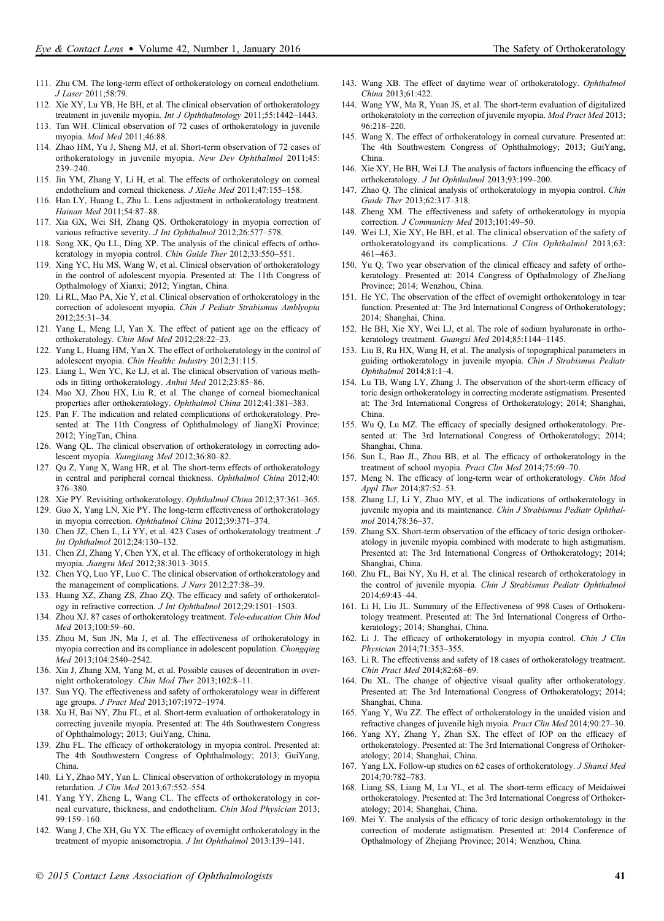111. Zhu CM. The long-term effect of orthokeratology on corneal endothelium. *J Laser* 2011;58:79.
112. Xie XY, Lu YB, He BH, et al. The clinical observation of orthokeratology treatment in juvenile myopia. *Int J Opththalmology* 2011;55:1442–1443.
113. Tan WH. Clinical observation of 72 cases of orthokeratology in juvenile myopia. *Mod Med* 2011;46:88.
114. Zhao HM, Yu J, Sheng MJ, et al. Short-term observation of 72 cases of orthokeratology in juvenile myopia. *New Dev Ophthalmol* 2011;45: 239–240.
115. Jin YM, Zhang Y, Li H, et al. The effects of orthokeratology on corneal endothelium and corneal thickeness. *J Xiehe Med* 2011;47:155–158.
116. Han LY, Huang L, Zhu L. Lens adjustment in orthokeratology treatment. *Hainan Med* 2011;54:87–88.
117. Xia GX, Wei SH, Zhang QS. Orthokeratology in myopia correction of various refractive severity. *J Int Ophthalmol* 2012;26:577–578.
118. Song XK, Qu LL, Ding XP. The analysis of the clinical effects of orthokeratology in myopia control. *Chin Guide Ther* 2012;33:550–551.
119. Xing YC, Hu MS, Wang W, et al. Clinical observation of orthokeratology in the control of adolescent myopia. Presented at: The 11th Congress of Opthalmology of Xianxi; 2012; Yingtan, China.
120. Li RL, Mao PA, Xie Y, et al. Clinical observation of orthokeratology in the correction of adolescent myopia. *Chin J Pediatr Strabismus Amblyopia* 2012;25:31–34.
121. Yang L, Meng LJ, Yan X. The effect of patient age on the efficacy of orthokeratology. *Chin Mod Med* 2012;28:22–23.
122. Yang L, Huang HM, Yan X. The effect of orthokeratology in the control of adolescent myopia. *Chin Healthc Industry* 2012;31:115.
123. Liang L, Wen YC, Ke LJ, et al. The clinical observation of various methods in fitting orthokeratology. *Anhui Med* 2012;23:85–86.
124. Mao XJ, Zhou HX, Liu R, et al. The change of corneal biomechanical properties after orthokeratology. *Ophthalmol China* 2012;41:381–383.
125. Pan F. The indication and related complications of orthokeratology. Presented at: The 11th Congress of Ophthalmology of JiangXi Province; 2012; YingTan, China.
126. Wang QL. The clinical observation of orthokeratology in correcting adolescent myopia. *Xiangjiang Med* 2012;36:80–82.
127. Qu Z, Yang X, Wang HR, et al. The short-term effects of orthokeratology in central and peripheral corneal thickness. *Ophthalmol China* 2012;40: 376–380.
128. Xie PY. Revisiting orthokeratology. *Ophthalmol China* 2012;37:361–365.
129. Guo X, Yang LN, Xie PY. The long-term effectiveness of orthokeratology in myopia correction. *Ophthalmol China* 2012;39:371–374.
130. Chen JZ, Chen L, Li YY, et al. 423 Cases of orthokeratology treatment. *J Int Ophthalmol* 2012;24:130–132.
131. Chen ZJ, Zhang Y, Chen YX, et al. The efficacy of orthokeratology in high myopia. *Jiangsu Med* 2012;38:3013–3015.
132. Chen YQ, Luo YF, Luo C. The clinical observation of orthokeratology and the management of complications. *J Nurs* 2012;27:38–39.
133. Huang XZ, Zhang ZS, Zhao ZQ. The efficacy and safety of orthokeratology in refractive correction. *J Int Ophthalmol* 2012;29:1501–1503.
134. Zhou XJ. 87 cases of orthokeratology treatment. *Tele-education Chin Mod Med* 2013;100:59–60.
135. Zhou M, Sun JN, Ma J, et al. The effectiveness of orthokeratology in myopia correction and its compliance in adolescent population. *Chongqing Med* 2013;104:2540–2542.
136. Xia J, Zhang XM, Yang M, et al. Possible causes of decentration in overnight orthokeratology. *Chin Mod Ther* 2013;102:8–11.
137. Sun YQ. The effectiveness and safety of orthokeratology wear in different age groups. *J Pract Med* 2013;107:1972–1974.
138. Xu H, Bai NY, Zhu FL, et al. Short-term evaluation of orthokeratology in correcting juvenile myopia. Presented at: The 4th Southwestern Congress of Ophthalmology; 2013; GuiYang, China.
139. Zhu FL. The efficacy of orthokeratology in myopia control. Presented at: The 4th Southwestern Congress of Ophthalmology; 2013; GuiYang, China.
140. Li Y, Zhao MY, Yan L. Clinical observation of orthokeratology in myopia retardation. *J Clin Med* 2013;67:552–554.
141. Yang YY, Zheng L, Wang CL. The effects of orthokeratology in corneal curvature, thickness, and endothelium. *Chin Mod Physician* 2013; 99:159–160.
142. Wang J, Che XH, Gu YX. The efficacy of overnight orthokeratology in the treatment of myopic anisometropia. *J Int Ophthalmol* 2013:139–141.
143. Wang XB. The effect of daytime wear of orthokeratology. *Ophthalmol China* 2013;61:422.
144. Wang YW, Ma R, Yuan JS, et al. The short-term evaluation of digitalized orthokeratoloty in the correction of juvenile myopia. *Mod Pract Med* 2013; 96:218–220.
145. Wang X. The effect of orthokeratology in corneal curvature. Presented at: The 4th Southwestern Congress of Ophthalmology; 2013; GuiYang, China.
146. Xie XY, He BH, Wei LJ. The analysis of factors influencing the efficacy of orthokeratology. *J Int Ophthalmol* 2013;93:199–200.
147. Zhao Q. The clinical analysis of orthokeratology in myopia control. *Chin Guide Ther* 2013;62:317–318.
148. Zheng XM. The effectiveness and safety of orthokeratology in myopia correction. *J Communicty Med* 2013;101:49–50.
149. Wei LJ, Xie XY, He BH, et al. The clinical observation of the safety of orthokeratologyand its complications. *J Clin Ophthalmol* 2013;63: 461–463.
150. Yu Q. Two year observation of the clinical efficacy and safety of orthokeratology. Presented at: 2014 Congress of Opthalmology of ZheJiang Province; 2014; Wenzhou, China.
151. He YC. The observation of the effect of overnight orthokeratology in tear function. Presented at: The 3rd International Congress of Orthokeratology; 2014; Shanghai, China.
152. He BH, Xie XY, Wei LJ, et al. The role of sodium hyaluronate in orthokeratology treatment. *Guangxi Med* 2014;85:1144–1145.
153. Liu B, Ru HX, Wang H, et al. The analysis of topographical parameters in guiding orthokeratology in juvenile myopia. *Chin J Strabismus Pediatr Ophthalmol* 2014;81:1–4.
154. Lu TB, Wang LY, Zhang J. The observation of the short-term efficacy of toric design orthokeratology in correcting moderate astigmatism. Presented at: The 3rd International Congress of Orthokeratology; 2014; Shanghai, China.
155. Wu Q, Lu MZ. The efficacy of specially designed orthokeratology. Presented at: The 3rd International Congress of Orthokeratology; 2014; Shanghai, China.
156. Sun L, Bao JL, Zhou BB, et al. The efficacy of orthokeratology in the treatment of school myopia. *Pract Clin Med* 2014;75:69–70.
157. Meng N. The efficacy of long-term wear of orthokeratology. *Chin Mod Appl Ther* 2014;87:52–53.
158. Zhang LJ, Li Y, Zhao MY, et al. The indications of orthokeratology in juvenile myopia and its maintenance. *Chin J Strabismus Pediatr Ophthalmol* 2014;78:36–37.
159. Zhang SX. Short-term observation of the efficacy of toric design orthokeratology in juvenile myopia combined with moderate to high astigmatism. Presented at: The 3rd International Congress of Orthokeratology; 2014; Shanghai, China.
160. Zhu FL, Bai NY, Xu H, et al. The clinical research of orthokeratology in the control of juvenile myopia. *Chin J Strabismus Pediatr Ophthalmol* 2014;69:43–44.
161. Li H, Liu JL. Summary of the Effectiveness of 998 Cases of Orthokeratology treatment. Presented at: The 3rd International Congress of Orthokeratology; 2014; Shanghai, China.
162. Li J. The efficacy of orthokeratology in myopia control. *Chin J Clin Physician* 2014;71:353–355.
163. Li R. The effectivenss and safety of 18 cases of orthokeratology treatment. *Chin Pract Med* 2014;82:68–69.
164. Du XL. The change of objective visual quality after orthokeratology. Presented at: The 3rd International Congress of Orthokeratology; 2014; Shanghai, China.
165. Yang Y, Wu ZZ. The effect of orthokeratology in the unaided vision and refractive changes of juvenile high myoia. *Pract Clin Med* 2014;90:27–30.
166. Yang XY, Zhang Y, Zhan SX. The effect of IOP on the efficacy of orthokeratology. Presented at: The 3rd International Congress of Orthokeratology; 2014; Shanghai, China.
167. Yang LX. Follow-up studies on 62 cases of orthokeratology. *J Shanxi Med* 2014;70:782–783.
168. Liang SS, Liang M, Lu YL, et al. The short-term efficacy of Meidaiwei orthokeratology. Presented at: The 3rd International Congress of Orthokeratology; 2014; Shanghai, China.
169. Mei Y. The analysis of the efficacy of toric design orthokeratology in the correction of moderate astigmatism. Presented at: 2014 Conference of Opthalmology of Zhejiang Province; 2014; Wenzhou, China.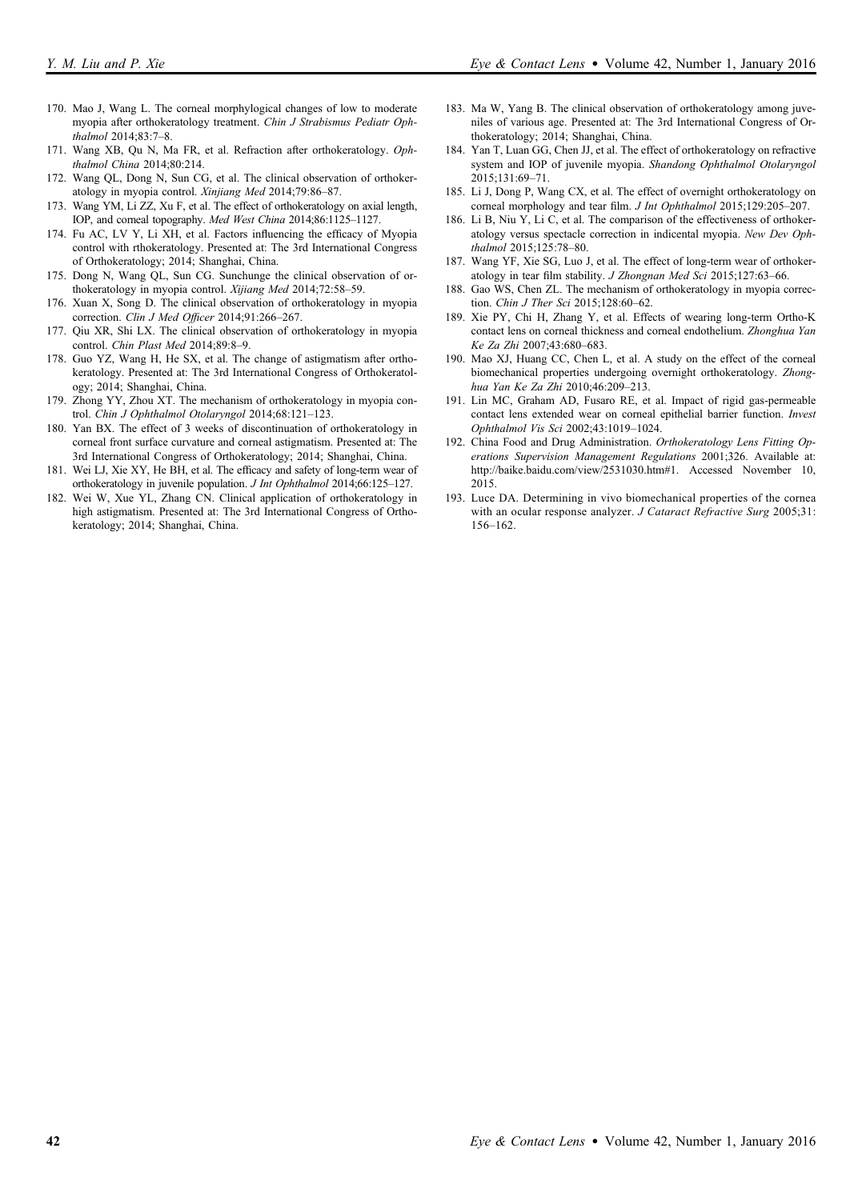170. Mao J, Wang L. The corneal morphylogical changes of low to moderate myopia after orthokeratology treatment. *Chin J Strabismus Pediatr Ophthalmol* 2014;83:7–8.
171. Wang XB, Qu N, Ma FR, et al. Refraction after orthokeratology. *Ophthalmol China* 2014;80:214.
172. Wang QL, Dong N, Sun CG, et al. The clinical observation of orthokeratology in myopia control. *Xinjiang Med* 2014;79:86–87.
173. Wang YM, Li ZZ, Xu F, et al. The effect of orthokeratology on axial length, IOP, and corneal topography. *Med West China* 2014;86:1125–1127.
174. Fu AC, LV Y, Li XH, et al. Factors influencing the efficacy of Myopia control with rthokeratology. Presented at: The 3rd International Congress of Orthokeratology; 2014; Shanghai, China.
175. Dong N, Wang QL, Sun CG. Sunchunge the clinical observation of orthokeratology in myopia control. *Xijiang Med* 2014;72:58–59.
176. Xuan X, Song D. The clinical observation of orthokeratology in myopia correction. *Clin J Med Officer* 2014;91:266–267.
177. Qiu XR, Shi LX. The clinical observation of orthokeratology in myopia control. *Chin Plast Med* 2014;89:8–9.
178. Guo YZ, Wang H, He SX, et al. The change of astigmatism after orthokeratology. Presented at: The 3rd International Congress of Orthokeratology; 2014; Shanghai, China.
179. Zhong YY, Zhou XT. The mechanism of orthokeratology in myopia control. *Chin J Ophthalmol Otolaryngol* 2014;68:121–123.
180. Yan BX. The effect of 3 weeks of discontinuation of orthokeratology in corneal front surface curvature and corneal astigmatism. Presented at: The 3rd International Congress of Orthokeratology; 2014; Shanghai, China.
181. Wei LJ, Xie XY, He BH, et al. The efficacy and safety of long-term wear of orthokeratology in juvenile population. *J Int Ophthalmol* 2014;66:125–127.
182. Wei W, Xue YL, Zhang CN. Clinical application of orthokeratology in high astigmatism. Presented at: The 3rd International Congress of Orthokeratology; 2014; Shanghai, China.
183. Ma W, Yang B. The clinical observation of orthokeratology among juveniles of various age. Presented at: The 3rd International Congress of Orthokeratology; 2014; Shanghai, China.
184. Yan T, Luan GG, Chen JJ, et al. The effect of orthokeratology on refractive system and IOP of juvenile myopia. *Shandong Ophthalmol Otolaryngol* 2015;131:69–71.
185. Li J, Dong P, Wang CX, et al. The effect of overnight orthokeratology on corneal morphology and tear film. *J Int Ophthalmol* 2015;129:205–207.
186. Li B, Niu Y, Li C, et al. The comparison of the effectiveness of orthokeratology versus spectacle correction in indicental myopia. *New Dev Ophthalmol* 2015;125:78–80.
187. Wang YF, Xie SG, Luo J, et al. The effect of long-term wear of orthokeratology in tear film stability. *J Zhongnan Med Sci* 2015;127:63–66.
188. Gao WS, Chen ZL. The mechanism of orthokeratology in myopia correction. *Chin J Ther Sci* 2015;128:60–62.
189. Xie PY, Chi H, Zhang Y, et al. Effects of wearing long-term Ortho-K contact lens on corneal thickness and corneal endothelium. *Zhonghua Yan Ke Za Zhi* 2007;43:680–683.
190. Mao XJ, Huang CC, Chen L, et al. A study on the effect of the corneal biomechanical properties undergoing overnight orthokeratology. *Zhonghua Yan Ke Za Zhi* 2010;46:209–213.
191. Lin MC, Graham AD, Fusaro RE, et al. Impact of rigid gas-permeable contact lens extended wear on corneal epithelial barrier function. *Invest Ophthalmol Vis Sci* 2002;43:1019–1024.
192. China Food and Drug Administration. *Orthokeratology Lens Fitting Operations Supervision Management Regulations* 2001;326. Available at: http://baike.baidu.com/view/2531030.htm#1. Accessed November 10, 2015.
193. Luce DA. Determining in vivo biomechanical properties of the cornea with an ocular response analyzer. *J Cataract Refractive Surg* 2005;31:156–162.